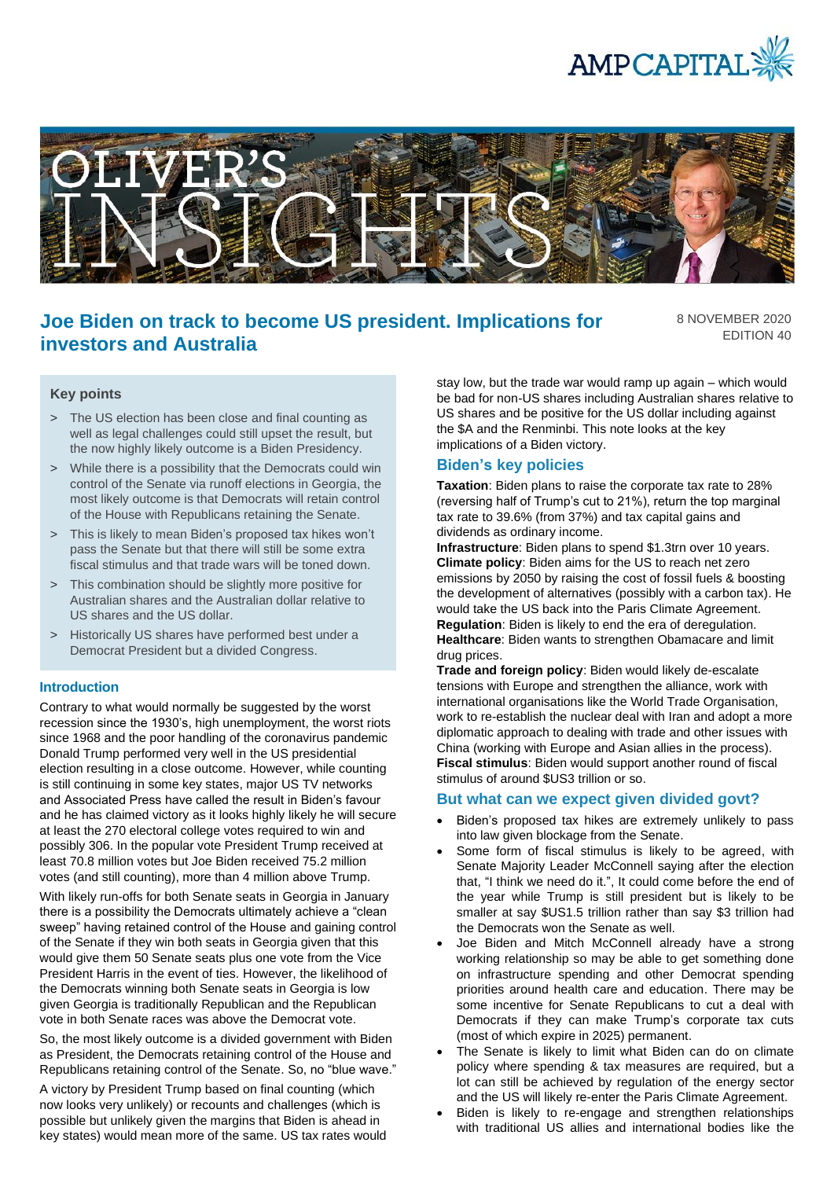# Joe Biden on track to become US president. Implications for investors and Australia

8 NOVEMBER 2020
EDITION 40

### Key points

> The US election has been close and final counting as well as legal challenges could still upset the result, but the now highly likely outcome is a Biden Presidency.

> While there is a possibility that the Democrats could win control of the Senate via runoff elections in Georgia, the most likely outcome is that Democrats will retain control of the House with Republicans retaining the Senate.

> This is likely to mean Biden's proposed tax hikes won't pass the Senate but that there will still be some extra fiscal stimulus and that trade wars will be toned down.

> This combination should be slightly more positive for Australian shares and the Australian dollar relative to US shares and the US dollar.

> Historically US shares have performed best under a Democrat President but a divided Congress.

### Introduction

Contrary to what would normally be suggested by the worst recession since the 1930's, high unemployment, the worst riots since 1968 and the poor handling of the coronavirus pandemic Donald Trump performed very well in the US presidential election resulting in a close outcome. However, while counting is still continuing in some key states, major US TV networks and Associated Press have called the result in Biden's favour and he has claimed victory as it looks highly likely he will secure at least the 270 electoral college votes required to win and possibly 306. In the popular vote President Trump received at least 70.8 million votes but Joe Biden received 75.2 million votes (and still counting), more than 4 million above Trump.

With likely run-offs for both Senate seats in Georgia in January there is a possibility the Democrats ultimately achieve a "clean sweep" having retained control of the House and gaining control of the Senate if they win both seats in Georgia given that this would give them 50 Senate seats plus one vote from the Vice President Harris in the event of ties. However, the likelihood of the Democrats winning both Senate seats in Georgia is low given Georgia is traditionally Republican and the Republican vote in both Senate races was above the Democrat vote.

So, the most likely outcome is a divided government with Biden as President, the Democrats retaining control of the House and Republicans retaining control of the Senate. So, no "blue wave."

A victory by President Trump based on final counting (which now looks very unlikely) or recounts and challenges (which is possible but unlikely given the margins that Biden is ahead in key states) would mean more of the same. US tax rates would stay low, but the trade war would ramp up again – which would be bad for non-US shares including Australian shares relative to US shares and be positive for the US dollar including against the $A and the Renminbi. This note looks at the key implications of a Biden victory.

## Biden's key policies

**Taxation**: Biden plans to raise the corporate tax rate to 28% (reversing half of Trump's cut to 21%), return the top marginal tax rate to 39.6% (from 37%) and tax capital gains and dividends as ordinary income.

**Infrastructure**: Biden plans to spend $1.3trn over 10 years.

**Climate policy**: Biden aims for the US to reach net zero emissions by 2050 by raising the cost of fossil fuels & boosting the development of alternatives (possibly with a carbon tax). He would take the US back into the Paris Climate Agreement.

**Regulation**: Biden is likely to end the era of deregulation.

**Healthcare**: Biden wants to strengthen Obamacare and limit drug prices.

**Trade and foreign policy**: Biden would likely de-escalate tensions with Europe and strengthen the alliance, work with international organisations like the World Trade Organisation, work to re-establish the nuclear deal with Iran and adopt a more diplomatic approach to dealing with trade and other issues with China (working with Europe and Asian allies in the process).

**Fiscal stimulus**: Biden would support another round of fiscal stimulus of around $US3 trillion or so.

## But what can we expect given divided govt?

- Biden's proposed tax hikes are extremely unlikely to pass into law given blockage from the Senate.
- Some form of fiscal stimulus is likely to be agreed, with Senate Majority Leader McConnell saying after the election that, "I think we need do it.", It could come before the end of the year while Trump is still president but is likely to be smaller at say $US1.5 trillion rather than say $3 trillion had the Democrats won the Senate as well.
- Joe Biden and Mitch McConnell already have a strong working relationship so may be able to get something done on infrastructure spending and other Democrat spending priorities around health care and education. There may be some incentive for Senate Republicans to cut a deal with Democrats if they can make Trump's corporate tax cuts (most of which expire in 2025) permanent.
- The Senate is likely to limit what Biden can do on climate policy where spending & tax measures are required, but a lot can still be achieved by regulation of the energy sector and the US will likely re-enter the Paris Climate Agreement.
- Biden is likely to re-engage and strengthen relationships with traditional US allies and international bodies like the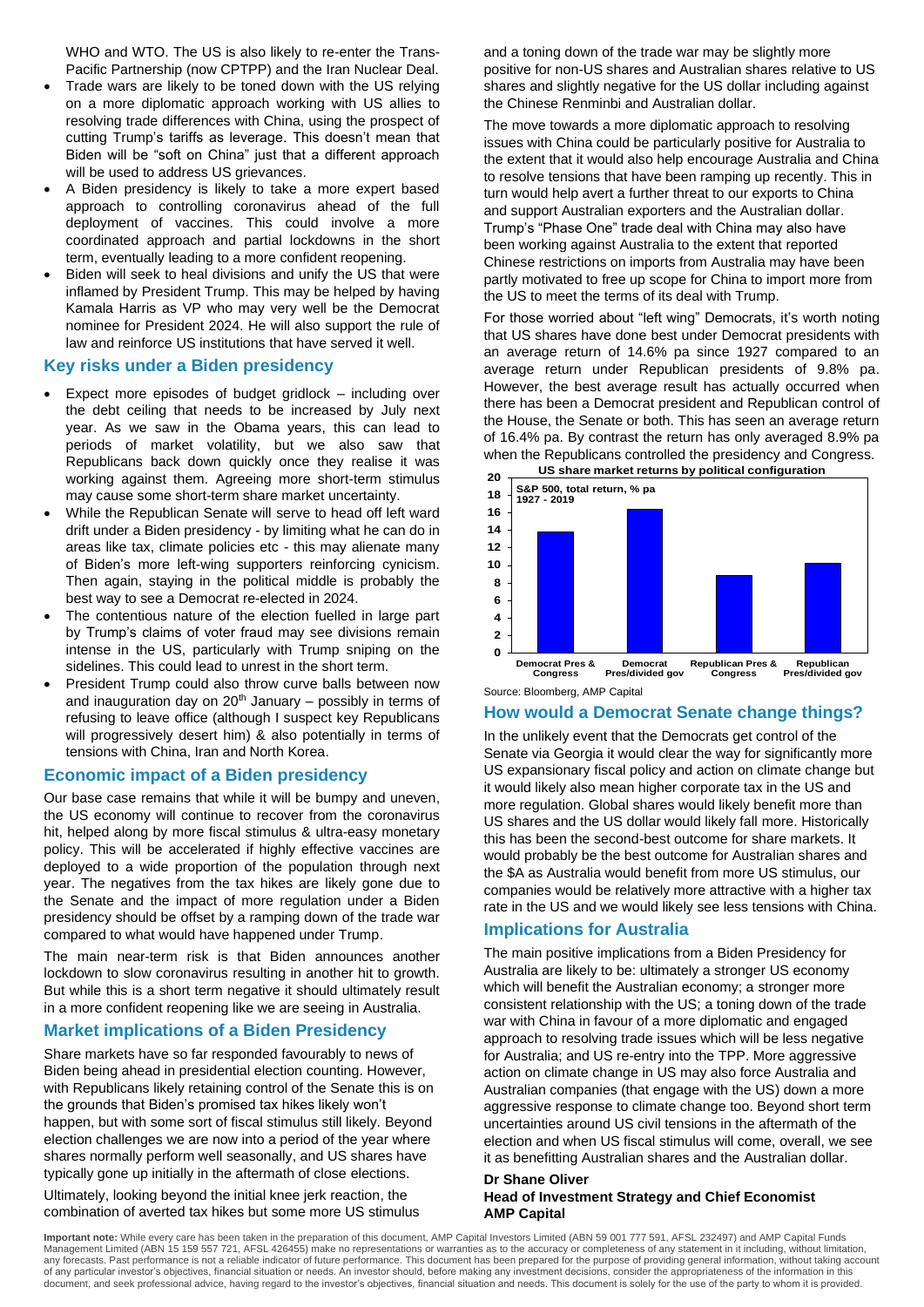WHO and WTO. The US is also likely to re-enter the Trans-Pacific Partnership (now CPTPP) and the Iran Nuclear Deal.

- Trade wars are likely to be toned down with the US relying on a more diplomatic approach working with US allies to resolving trade differences with China, using the prospect of cutting Trump's tariffs as leverage. This doesn't mean that Biden will be "soft on China" just that a different approach will be used to address US grievances.
- A Biden presidency is likely to take a more expert based approach to controlling coronavirus ahead of the full deployment of vaccines. This could involve a more coordinated approach and partial lockdowns in the short term, eventually leading to a more confident reopening.
- Biden will seek to heal divisions and unify the US that were inflamed by President Trump. This may be helped by having Kamala Harris as VP who may very well be the Democrat nominee for President 2024. He will also support the rule of law and reinforce US institutions that have served it well.

## Key risks under a Biden presidency

- Expect more episodes of budget gridlock – including over the debt ceiling that needs to be increased by July next year. As we saw in the Obama years, this can lead to periods of market volatility, but we also saw that Republicans back down quickly once they realise it was working against them. Agreeing more short-term stimulus may cause some short-term share market uncertainty.
- While the Republican Senate will serve to head off left ward drift under a Biden presidency - by limiting what he can do in areas like tax, climate policies etc - this may alienate many of Biden's more left-wing supporters reinforcing cynicism. Then again, staying in the political middle is probably the best way to see a Democrat re-elected in 2024.
- The contentious nature of the election fuelled in large part by Trump's claims of voter fraud may see divisions remain intense in the US, particularly with Trump sniping on the sidelines. This could lead to unrest in the short term.
- President Trump could also throw curve balls between now and inauguration day on 20th January – possibly in terms of refusing to leave office (although I suspect key Republicans will progressively desert him) & also potentially in terms of tensions with China, Iran and North Korea.

## Economic impact of a Biden presidency

Our base case remains that while it will be bumpy and uneven, the US economy will continue to recover from the coronavirus hit, helped along by more fiscal stimulus & ultra-easy monetary policy. This will be accelerated if highly effective vaccines are deployed to a wide proportion of the population through next year. The negatives from the tax hikes are likely gone due to the Senate and the impact of more regulation under a Biden presidency should be offset by a ramping down of the trade war compared to what would have happened under Trump.

The main near-term risk is that Biden announces another lockdown to slow coronavirus resulting in another hit to growth. But while this is a short term negative it should ultimately result in a more confident reopening like we are seeing in Australia.

## Market implications of a Biden Presidency

Share markets have so far responded favourably to news of Biden being ahead in presidential election counting. However, with Republicans likely retaining control of the Senate this is on the grounds that Biden's promised tax hikes likely won't happen, but with some sort of fiscal stimulus still likely. Beyond election challenges we are now into a period of the year where shares normally perform well seasonally, and US shares have typically gone up initially in the aftermath of close elections.

Ultimately, looking beyond the initial knee jerk reaction, the combination of averted tax hikes but some more US stimulus and a toning down of the trade war may be slightly more positive for non-US shares and Australian shares relative to US shares and slightly negative for the US dollar including against the Chinese Renminbi and Australian dollar.

The move towards a more diplomatic approach to resolving issues with China could be particularly positive for Australia to the extent that it would also help encourage Australia and China to resolve tensions that have been ramping up recently. This in turn would help avert a further threat to our exports to China and support Australian exporters and the Australian dollar. Trump's "Phase One" trade deal with China may also have been working against Australia to the extent that reported Chinese restrictions on imports from Australia may have been partly motivated to free up scope for China to import more from the US to meet the terms of its deal with Trump.

For those worried about "left wing" Democrats, it's worth noting that US shares have done best under Democrat presidents with an average return of 14.6% pa since 1927 compared to an average return under Republican presidents of 9.8% pa. However, the best average result has actually occurred when there has been a Democrat president and Republican control of the House, the Senate or both. This has seen an average return of 16.4% pa. By contrast the return has only averaged 8.9% pa when the Republicans controlled the presidency and Congress.

US share market returns by political configuration

S&P 500, total return, % pa
1927 - 2019

20
18
16
14
12
10
8
6
4
2
0

Democrat Pres & Congress
Democrat Pres/divided gov
Republican Pres & Congress
Republican Pres/divided gov

Source: Bloomberg, AMP Capital

## How would a Democrat Senate change things?

In the unlikely event that the Democrats get control of the Senate via Georgia it would clear the way for significantly more US expansionary fiscal policy and action on climate change but it would likely also mean higher corporate tax in the US and more regulation. Global shares would likely benefit more than US shares and the US dollar would likely fall more. Historically this has been the second-best outcome for share markets. It would probably be the best outcome for Australian shares and the $A as Australia would benefit from more US stimulus, our companies would be relatively more attractive with a higher tax rate in the US and we would likely see less tensions with China.

## Implications for Australia

The main positive implications from a Biden Presidency for Australia are likely to be: ultimately a stronger US economy which will benefit the Australian economy; a stronger more consistent relationship with the US; a toning down of the trade war with China in favour of a more diplomatic and engaged approach to resolving trade issues which will be less negative for Australia; and US re-entry into the TPP. More aggressive action on climate change in US may also force Australia and Australian companies (that engage with the US) down a more aggressive response to climate change too. Beyond short term uncertainties around US civil tensions in the aftermath of the election and when US fiscal stimulus will come, overall, we see it as benefitting Australian shares and the Australian dollar.

**Dr Shane Oliver**
**Head of Investment Strategy and Chief Economist**
**AMP Capital**

**Important note:** While every care has been taken in the preparation of this document, AMP Capital Investors Limited (ABN 59 001 777 591, AFSL 232497) and AMP Capital Funds Management Limited (ABN 15 159 557 721, AFSL 426455) make no representations or warranties as to the accuracy or completeness of any statement in it including, without limitation, any forecasts. Past performance is not a reliable indicator of future performance. This document has been prepared for the purpose of providing general information, without taking account of any particular investor's objectives, financial situation or needs. An investor should, before making any investment decisions, consider the appropriateness of the information in this document, and seek professional advice, having regard to the investor's objectives, financial situation and needs. This document is solely for the use of the party to whom it is provided.